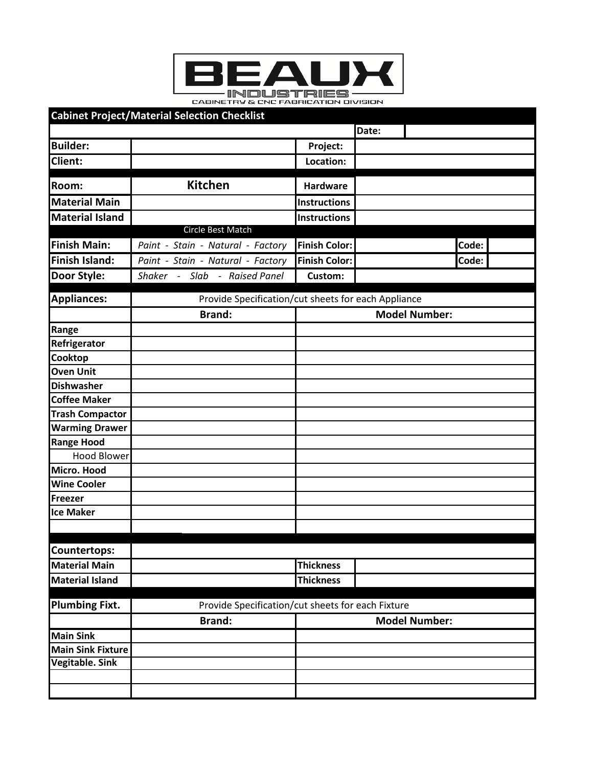# BEAUX INDUSTRIES

CABINETRY & CNC FABRICATION DIVISION

## Cabinet Project/Material Selection Checklist

| | | | | | |
|---|---|---|---|---|---|
| | | | Date: | | |
| **Builder:** | | **Project:** | | | |
| **Client:** | | **Location:** | | | |

| | | | | | |
|---|---|---|---|---|---|
| **Room:** | **Kitchen** | **Hardware** | | | |
| **Material Main** | | **Instructions** | | | |
| **Material Island** | | **Instructions** | | | |
| | Circle Best Match | | | | |
| **Finish Main:** | *Paint - Stain - Natural - Factory* | **Finish Color:** | | **Code:** | |
| **Finish Island:** | *Paint - Stain - Natural - Factory* | **Finish Color:** | | **Code:** | |
| **Door Style:** | *Shaker - Slab - Raised Panel* | **Custom:** | | | |

| **Appliances:** | Provide Specification/cut sheets for each Appliance | |
|---|---|---|
| | **Brand:** | **Model Number:** |
| **Range** | | |
| **Refrigerator** | | |
| **Cooktop** | | |
| **Oven Unit** | | |
| **Dishwasher** | | |
| **Coffee Maker** | | |
| **Trash Compactor** | | |
| **Warming Drawer** | | |
| **Range Hood** | | |
| Hood Blower | | |
| **Micro. Hood** | | |
| **Wine Cooler** | | |
| **Freezer** | | |
| **Ice Maker** | | |
| | | |

| **Countertops:** | | | |
|---|---|---|---|
| **Material Main** | | **Thickness** | |
| **Material Island** | | **Thickness** | |

| **Plumbing Fixt.** | Provide Specification/cut sheets for each Fixture | |
|---|---|---|
| | **Brand:** | **Model Number:** |
| **Main Sink** | | |
| **Main Sink Fixture** | | |
| **Vigitable. Sink** | | |
| | | |
| | | |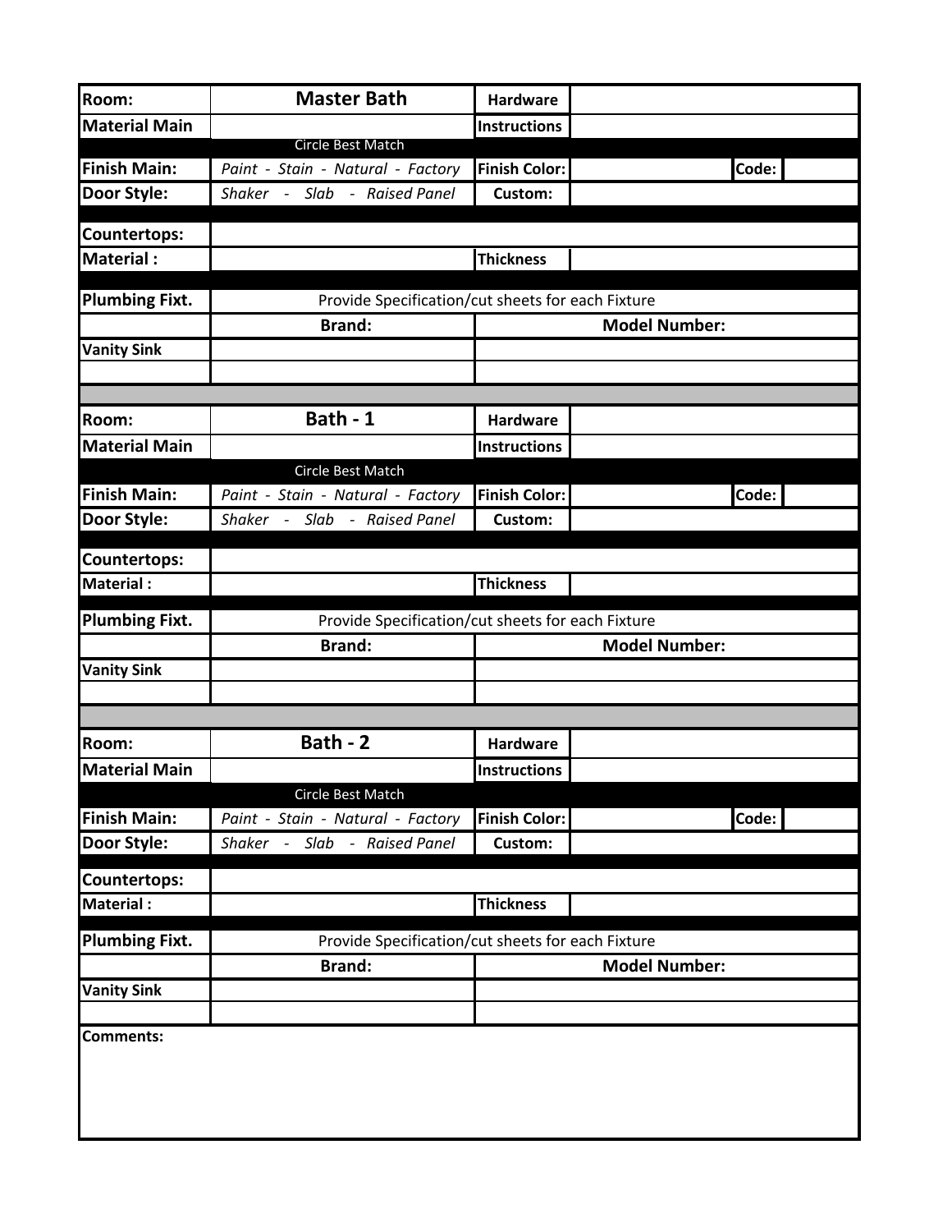| Room: | Master Bath | Hardware | | | |
|---|---|---|---|---|---|
| Material Main | | Instructions | | | |
| | Circle Best Match | | | | |
| Finish Main: | *Paint - Stain - Natural - Factory* | Finish Color: | | Code: | |
| Door Style: | *Shaker - Slab - Raised Panel* | Custom: | | | |
| Countertops: | | | | | |
| Material : | | Thickness | | | |
| Plumbing Fixt. | Provide Specification/cut sheets for each Fixture | | | | |
| | Brand: | Model Number: | | | |
| Vanity Sink | | | | | |
| | | | | | |

| Room: | Bath - 1 | Hardware | | | |
|---|---|---|---|---|---|
| Material Main | | Instructions | | | |
| | Circle Best Match | | | | |
| Finish Main: | *Paint - Stain - Natural - Factory* | Finish Color: | | Code: | |
| Door Style: | *Shaker - Slab - Raised Panel* | Custom: | | | |
| Countertops: | | | | | |
| Material : | | Thickness | | | |
| Plumbing Fixt. | Provide Specification/cut sheets for each Fixture | | | | |
| | Brand: | Model Number: | | | |
| Vanity Sink | | | | | |
| | | | | | |

| Room: | Bath - 2 | Hardware | | | |
|---|---|---|---|---|---|
| Material Main | | Instructions | | | |
| | Circle Best Match | | | | |
| Finish Main: | *Paint - Stain - Natural - Factory* | Finish Color: | | Code: | |
| Door Style: | *Shaker - Slab - Raised Panel* | Custom: | | | |
| Countertops: | | | | | |
| Material : | | Thickness | | | |
| Plumbing Fixt. | Provide Specification/cut sheets for each Fixture | | | | |
| | Brand: | Model Number: | | | |
| Vanity Sink | | | | | |
| | | | | | |

**Comments:**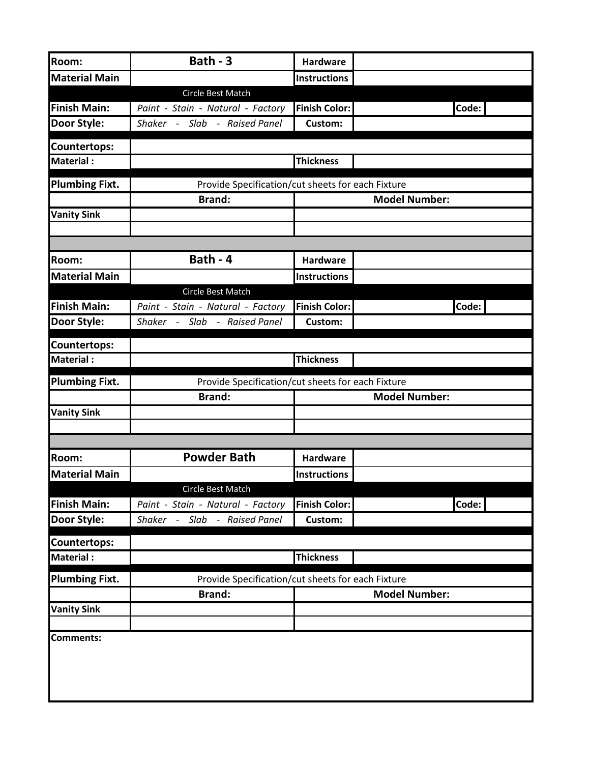| Room: | **Bath - 3** | Hardware | | |
|---|---|---|---|---|
| **Material Main** | | **Instructions** | | |
| | Circle Best Match | | | |
| **Finish Main:** | *Paint - Stain - Natural - Factory* | **Finish Color:** | | **Code:** |
| **Door Style:** | *Shaker - Slab - Raised Panel* | **Custom:** | | |
| **Countertops:** | | | | |
| **Material :** | | **Thickness** | | |
| **Plumbing Fixt.** | Provide Specification/cut sheets for each Fixture | | | |
| | **Brand:** | **Model Number:** | | |
| **Vanity Sink** | | | | |
| | | | | |

| Room: | **Bath - 4** | Hardware | | |
|---|---|---|---|---|
| **Material Main** | | **Instructions** | | |
| | Circle Best Match | | | |
| **Finish Main:** | *Paint - Stain - Natural - Factory* | **Finish Color:** | | **Code:** |
| **Door Style:** | *Shaker - Slab - Raised Panel* | **Custom:** | | |
| **Countertops:** | | | | |
| **Material :** | | **Thickness** | | |
| **Plumbing Fixt.** | Provide Specification/cut sheets for each Fixture | | | |
| | **Brand:** | **Model Number:** | | |
| **Vanity Sink** | | | | |
| | | | | |

| Room: | **Powder Bath** | Hardware | | |
|---|---|---|---|---|
| **Material Main** | | **Instructions** | | |
| | Circle Best Match | | | |
| **Finish Main:** | *Paint - Stain - Natural - Factory* | **Finish Color:** | | **Code:** |
| **Door Style:** | *Shaker - Slab - Raised Panel* | **Custom:** | | |
| **Countertops:** | | | | |
| **Material :** | | **Thickness** | | |
| **Plumbing Fixt.** | Provide Specification/cut sheets for each Fixture | | | |
| | **Brand:** | **Model Number:** | | |
| **Vanity Sink** | | | | |
| | | | | |

**Comments:**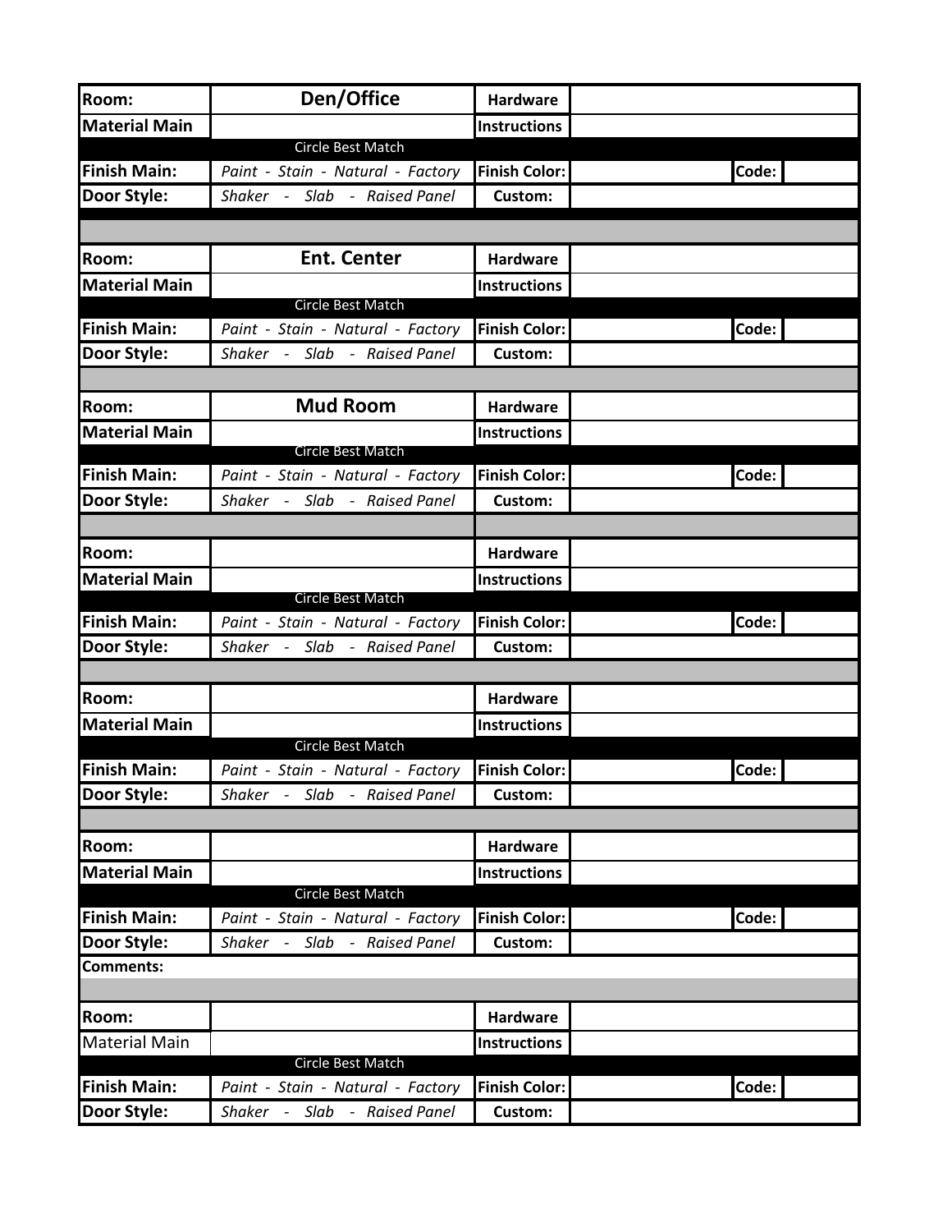| Room: | Den/Office | Hardware | | |
|---|---|---|---|---|
| Material Main | | Instructions | | |
| | Circle Best Match | | | |
| Finish Main: | *Paint - Stain - Natural - Factory* | Finish Color: | Code: | |
| Door Style: | *Shaker - Slab - Raised Panel* | Custom: | | |

| Room: | Ent. Center | Hardware | | |
|---|---|---|---|---|
| Material Main | | Instructions | | |
| | Circle Best Match | | | |
| Finish Main: | *Paint - Stain - Natural - Factory* | Finish Color: | Code: | |
| Door Style: | *Shaker - Slab - Raised Panel* | Custom: | | |

| Room: | Mud Room | Hardware | | |
|---|---|---|---|---|
| Material Main | | Instructions | | |
| | Circle Best Match | | | |
| Finish Main: | *Paint - Stain - Natural - Factory* | Finish Color: | Code: | |
| Door Style: | *Shaker - Slab - Raised Panel* | Custom: | | |

| Room: | | Hardware | | |
|---|---|---|---|---|
| Material Main | | Instructions | | |
| | Circle Best Match | | | |
| Finish Main: | *Paint - Stain - Natural - Factory* | Finish Color: | Code: | |
| Door Style: | *Shaker - Slab - Raised Panel* | Custom: | | |

| Room: | | Hardware | | |
|---|---|---|---|---|
| Material Main | | Instructions | | |
| | Circle Best Match | | | |
| Finish Main: | *Paint - Stain - Natural - Factory* | Finish Color: | Code: | |
| Door Style: | *Shaker - Slab - Raised Panel* | Custom: | | |

| Room: | | Hardware | | |
|---|---|---|---|---|
| Material Main | | Instructions | | |
| | Circle Best Match | | | |
| Finish Main: | *Paint - Stain - Natural - Factory* | Finish Color: | Code: | |
| Door Style: | *Shaker - Slab - Raised Panel* | Custom: | | |
| Comments: | | | | |

| Room: | | Hardware | | |
|---|---|---|---|---|
| Material Main | | Instructions | | |
| | Circle Best Match | | | |
| Finish Main: | *Paint - Stain - Natural - Factory* | Finish Color: | Code: | |
| Door Style: | *Shaker - Slab - Raised Panel* | Custom: | | |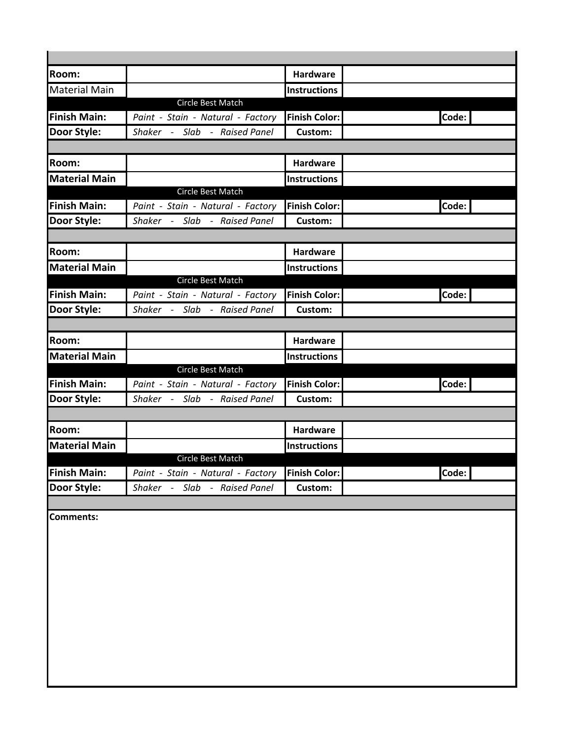| | | | | | |
|---|---|---|---|---|---|
| **Room:** | | **Hardware** | | | |
| Material Main | | **Instructions** | | | |
| | Circle Best Match | | | | |
| **Finish Main:** | *Paint - Stain - Natural - Factory* | **Finish Color:** | | **Code:** | |
| **Door Style:** | *Shaker - Slab - Raised Panel* | **Custom:** | | | |

| | | | | | |
|---|---|---|---|---|---|
| **Room:** | | **Hardware** | | | |
| **Material Main** | | **Instructions** | | | |
| | Circle Best Match | | | | |
| **Finish Main:** | *Paint - Stain - Natural - Factory* | **Finish Color:** | | **Code:** | |
| **Door Style:** | *Shaker - Slab - Raised Panel* | **Custom:** | | | |

| | | | | | |
|---|---|---|---|---|---|
| **Room:** | | **Hardware** | | | |
| **Material Main** | | **Instructions** | | | |
| | Circle Best Match | | | | |
| **Finish Main:** | *Paint - Stain - Natural - Factory* | **Finish Color:** | | **Code:** | |
| **Door Style:** | *Shaker - Slab - Raised Panel* | **Custom:** | | | |

| | | | | | |
|---|---|---|---|---|---|
| **Room:** | | **Hardware** | | | |
| **Material Main** | | **Instructions** | | | |
| | Circle Best Match | | | | |
| **Finish Main:** | *Paint - Stain - Natural - Factory* | **Finish Color:** | | **Code:** | |
| **Door Style:** | *Shaker - Slab - Raised Panel* | **Custom:** | | | |

| | | | | | |
|---|---|---|---|---|---|
| **Room:** | | **Hardware** | | | |
| **Material Main** | | **Instructions** | | | |
| | Circle Best Match | | | | |
| **Finish Main:** | *Paint - Stain - Natural - Factory* | **Finish Color:** | | **Code:** | |
| **Door Style:** | *Shaker - Slab - Raised Panel* | **Custom:** | | | |

**Comments:**